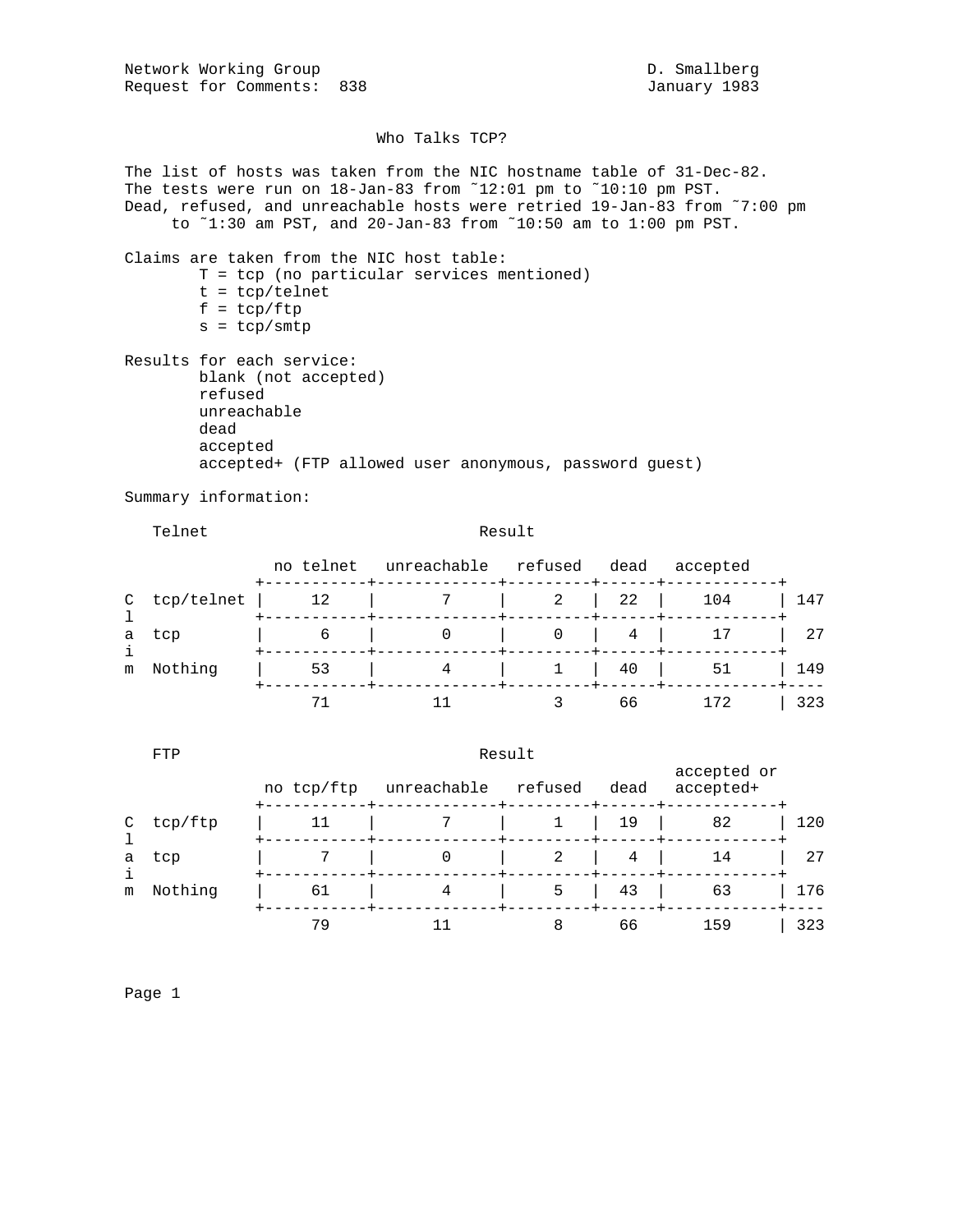Network Working Group D. Smallberg
Request for Comments: 838 January 1983

# Who Talks TCP?

The list of hosts was taken from the NIC hostname table of 31-Dec-82.
The tests were run on 18-Jan-83 from ˜12:01 pm to ˜10:10 pm PST.
Dead, refused, and unreachable hosts were retried 19-Jan-83 from ˜7:00 pm to ˜1:30 am PST, and 20-Jan-83 from ˜10:50 am to 1:00 pm PST.

Claims are taken from the NIC host table:

- T = tcp (no particular services mentioned)
- t = tcp/telnet
- f = tcp/ftp
- s = tcp/smtp

Results for each service:

- blank (not accepted)
- refused
- unreachable
- dead
- accepted
- accepted+ (FTP allowed user anonymous, password guest)

Summary information:

**Telnet**

| Claim | no telnet | unreachable | refused | dead | accepted | |
|---|---|---|---|---|---|---|
| tcp/telnet | 12 | 7 | 2 | 22 | 104 | 147 |
| tcp | 6 | 0 | 0 | 4 | 17 | 27 |
| Nothing | 53 | 4 | 1 | 40 | 51 | 149 |
| | 71 | 11 | 3 | 66 | 172 | 323 |

**FTP**

| Claim | no tcp/ftp | unreachable | refused | dead | accepted or accepted+ | |
|---|---|---|---|---|---|---|
| tcp/ftp | 11 | 7 | 1 | 19 | 82 | 120 |
| tcp | 7 | 0 | 2 | 4 | 14 | 27 |
| Nothing | 61 | 4 | 5 | 43 | 63 | 176 |
| | 79 | 11 | 8 | 66 | 159 | 323 |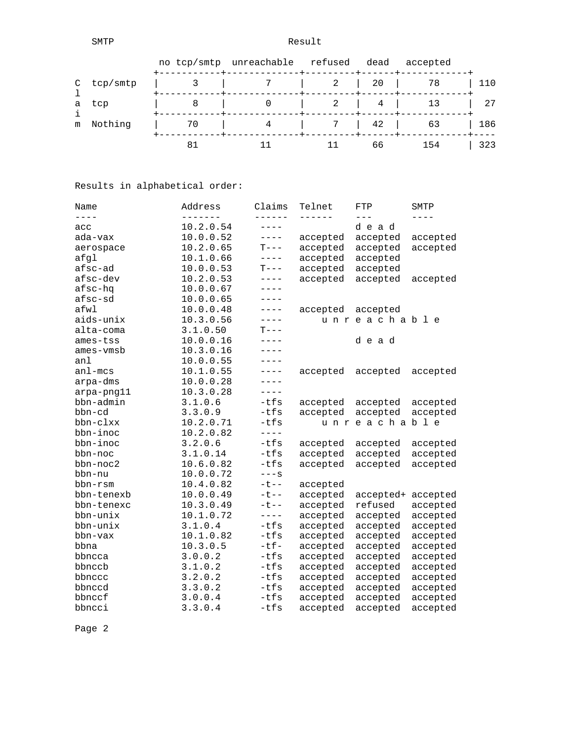| SMTP | | Result | | | | | |
|---|---|---|---|---|---|---|---|
| | | no tcp/smtp | unreachable | refused | dead | accepted | |
| Claim | tcp/smtp | 3 | 7 | 2 | 20 | 78 | 110 |
| | tcp | 8 | 0 | 2 | 4 | 13 | 27 |
| | Nothing | 70 | 4 | 7 | 42 | 63 | 186 |
| | | 81 | 11 | 11 | 66 | 154 | 323 |

Results in alphabetical order:

| Name | Address | Claims | Telnet | FTP | SMTP |
|---|---|---|---|---|---|
| acc | 10.2.0.54 | ---- | | d e a d | |
| ada-vax | 10.0.0.52 | ---- | accepted | accepted | accepted |
| aerospace | 10.2.0.65 | T--- | accepted | accepted | accepted |
| afgl | 10.1.0.66 | ---- | accepted | accepted | |
| afsc-ad | 10.0.0.53 | T--- | accepted | accepted | |
| afsc-dev | 10.2.0.53 | ---- | accepted | accepted | accepted |
| afsc-hq | 10.0.0.67 | ---- | | | |
| afsc-sd | 10.0.0.65 | ---- | | | |
| afwl | 10.0.0.48 | ---- | accepted | accepted | |
| aids-unix | 10.3.0.56 | ---- | | u n r e a c h a b l e | |
| alta-coma | 3.1.0.50 | T--- | | | |
| ames-tss | 10.0.0.16 | ---- | | d e a d | |
| ames-vmsb | 10.3.0.16 | ---- | | | |
| anl | 10.0.0.55 | ---- | | | |
| anl-mcs | 10.1.0.55 | ---- | accepted | accepted | accepted |
| arpa-dms | 10.0.0.28 | ---- | | | |
| arpa-png11 | 10.3.0.28 | ---- | | | |
| bbn-admin | 3.1.0.6 | -tfs | accepted | accepted | accepted |
| bbn-cd | 3.3.0.9 | -tfs | accepted | accepted | accepted |
| bbn-clxx | 10.2.0.71 | -tfs | | u n r e a c h a b l e | |
| bbn-inoc | 10.2.0.82 | ---- | | | |
| bbn-inoc | 3.2.0.6 | -tfs | accepted | accepted | accepted |
| bbn-noc | 3.1.0.14 | -tfs | accepted | accepted | accepted |
| bbn-noc2 | 10.6.0.82 | -tfs | accepted | accepted | accepted |
| bbn-nu | 10.0.0.72 | ---s | | | |
| bbn-rsm | 10.4.0.82 | -t-- | accepted | | |
| bbn-tenexb | 10.0.0.49 | -t-- | accepted | accepted+ | accepted |
| bbn-tenexc | 10.3.0.49 | -t-- | accepted | refused | accepted |
| bbn-unix | 10.1.0.72 | ---- | accepted | accepted | accepted |
| bbn-unix | 3.1.0.4 | -tfs | accepted | accepted | accepted |
| bbn-vax | 10.1.0.82 | -tfs | accepted | accepted | accepted |
| bbna | 10.3.0.5 | -tf- | accepted | accepted | accepted |
| bbncca | 3.0.0.2 | -tfs | accepted | accepted | accepted |
| bbnccb | 3.1.0.2 | -tfs | accepted | accepted | accepted |
| bbnccc | 3.2.0.2 | -tfs | accepted | accepted | accepted |
| bbnccd | 3.3.0.2 | -tfs | accepted | accepted | accepted |
| bbnccf | 3.0.0.4 | -tfs | accepted | accepted | accepted |
| bbncci | 3.3.0.4 | -tfs | accepted | accepted | accepted |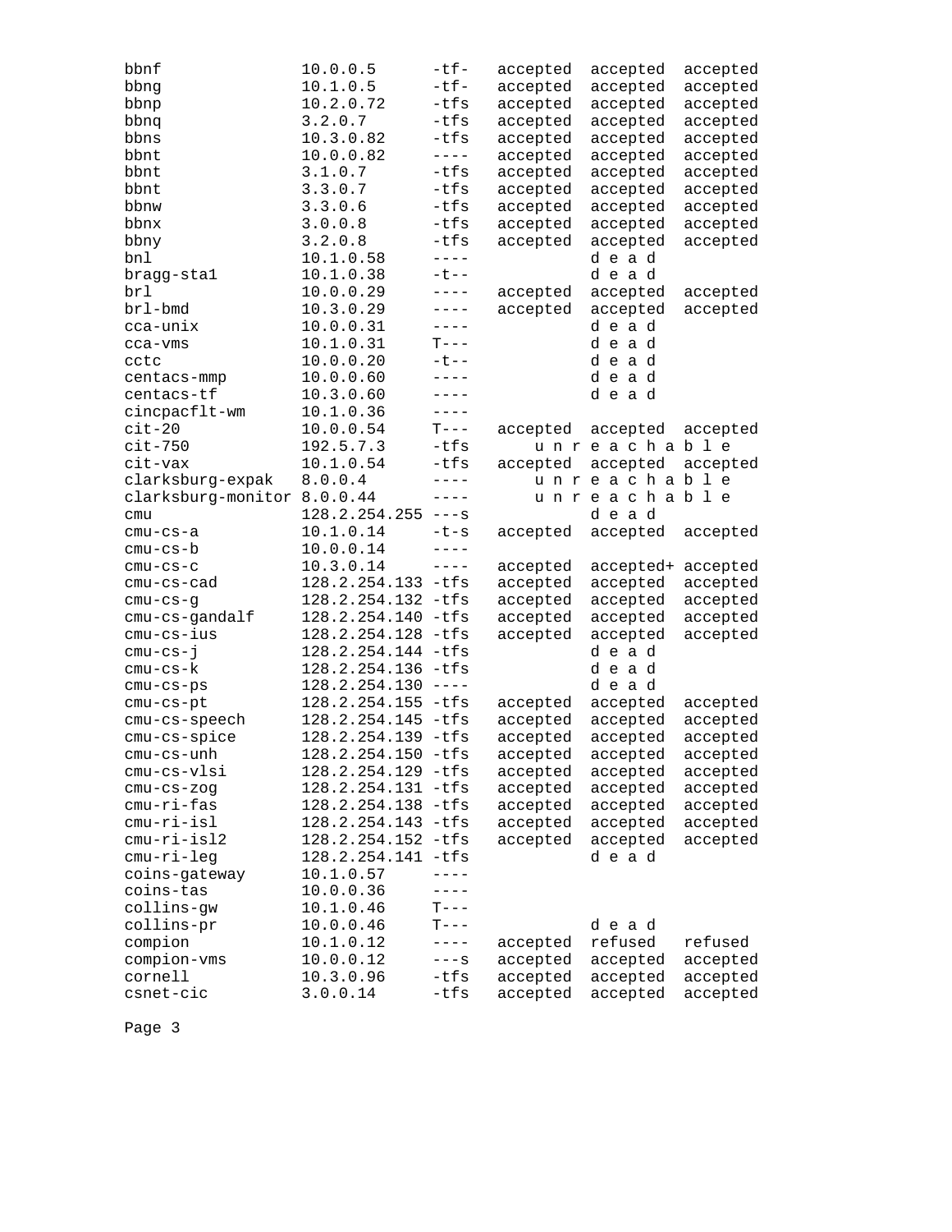```
bbnf               10.0.0.5      -tf-   accepted  accepted  accepted
bbng               10.1.0.5      -tf-   accepted  accepted  accepted
bbnp               10.2.0.72     -tfs   accepted  accepted  accepted
bbnq               3.2.0.7       -tfs   accepted  accepted  accepted
bbns               10.3.0.82     -tfs   accepted  accepted  accepted
bbnt               10.0.0.82     ----   accepted  accepted  accepted
bbnt               3.1.0.7       -tfs   accepted  accepted  accepted
bbnt               3.3.0.7       -tfs   accepted  accepted  accepted
bbnw               3.3.0.6       -tfs   accepted  accepted  accepted
bbnx               3.0.0.8       -tfs   accepted  accepted  accepted
bbny               3.2.0.8       -tfs   accepted  accepted  accepted
bnl                10.1.0.58     ----             d e a d
bragg-sta1         10.1.0.38     -t--             d e a d
brl                10.0.0.29     ----   accepted  accepted  accepted
brl-bmd            10.3.0.29     ----   accepted  accepted  accepted
cca-unix           10.0.0.31     ----             d e a d
cca-vms            10.1.0.31     T---             d e a d
cctc               10.0.0.20     -t--             d e a d
centacs-mmp        10.0.0.60     ----             d e a d
centacs-tf         10.3.0.60     ----             d e a d
cincpacflt-wm      10.1.0.36     ----
cit-20             10.0.0.54     T---   accepted  accepted  accepted
cit-750            192.5.7.3     -tfs      u n r e a c h a b l e
cit-vax            10.1.0.54     -tfs   accepted  accepted  accepted
clarksburg-expak   8.0.0.4       ----      u n r e a c h a b l e
clarksburg-monitor 8.0.0.44      ----      u n r e a c h a b l e
cmu                128.2.254.255 ---s             d e a d
cmu-cs-a           10.1.0.14     -t-s   accepted  accepted  accepted
cmu-cs-b           10.0.0.14     ----
cmu-cs-c           10.3.0.14     ----   accepted  accepted+ accepted
cmu-cs-cad         128.2.254.133 -tfs   accepted  accepted  accepted
cmu-cs-g           128.2.254.132 -tfs   accepted  accepted  accepted
cmu-cs-gandalf     128.2.254.140 -tfs   accepted  accepted  accepted
cmu-cs-ius         128.2.254.128 -tfs   accepted  accepted  accepted
cmu-cs-j           128.2.254.144 -tfs             d e a d
cmu-cs-k           128.2.254.136 -tfs             d e a d
cmu-cs-ps          128.2.254.130 ----             d e a d
cmu-cs-pt          128.2.254.155 -tfs   accepted  accepted  accepted
cmu-cs-speech      128.2.254.145 -tfs   accepted  accepted  accepted
cmu-cs-spice       128.2.254.139 -tfs   accepted  accepted  accepted
cmu-cs-unh         128.2.254.150 -tfs   accepted  accepted  accepted
cmu-cs-vlsi        128.2.254.129 -tfs   accepted  accepted  accepted
cmu-cs-zog         128.2.254.131 -tfs   accepted  accepted  accepted
cmu-ri-fas         128.2.254.138 -tfs   accepted  accepted  accepted
cmu-ri-isl         128.2.254.143 -tfs   accepted  accepted  accepted
cmu-ri-isl2        128.2.254.152 -tfs   accepted  accepted  accepted
cmu-ri-leg         128.2.254.141 -tfs             d e a d
coins-gateway      10.1.0.57     ----
coins-tas          10.0.0.36     ----
collins-gw         10.1.0.46     T---
collins-pr         10.0.0.46     T---             d e a d
compion            10.1.0.12     ----   accepted  refused   refused
compion-vms        10.0.0.12     ---s   accepted  accepted  accepted
cornell            10.3.0.96     -tfs   accepted  accepted  accepted
csnet-cic          3.0.0.14      -tfs   accepted  accepted  accepted
```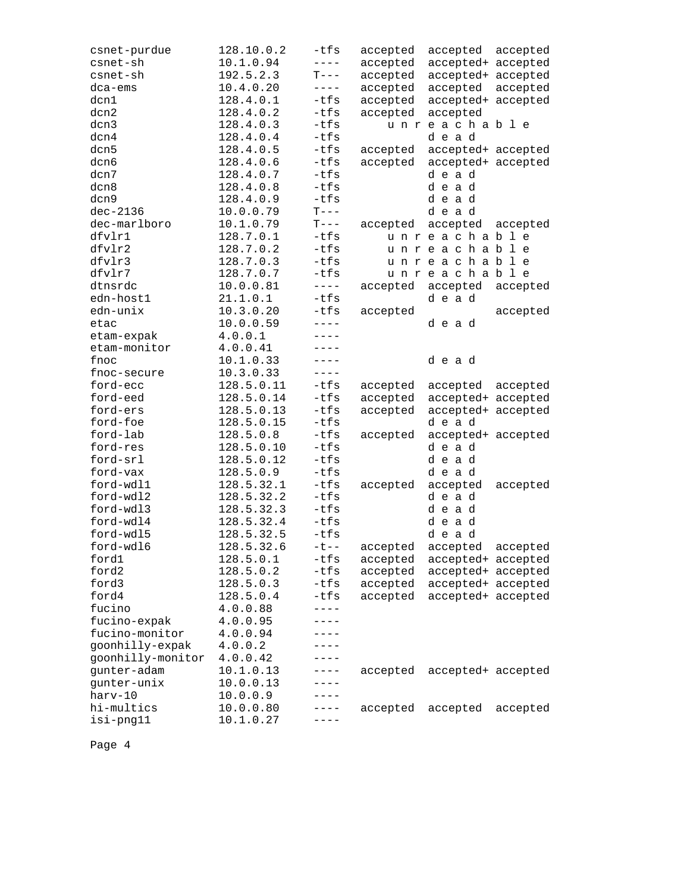```
csnet-purdue       128.10.0.2    -tfs   accepted  accepted  accepted
csnet-sh           10.1.0.94     ----   accepted  accepted+ accepted
csnet-sh           192.5.2.3     T---   accepted  accepted+ accepted
dca-ems            10.4.0.20     ----   accepted  accepted  accepted
dcn1               128.4.0.1     -tfs   accepted  accepted+ accepted
dcn2               128.4.0.2     -tfs   accepted  accepted
dcn3               128.4.0.3     -tfs       u n r e a c h a b l e
dcn4               128.4.0.4     -tfs             d e a d
dcn5               128.4.0.5     -tfs   accepted  accepted+ accepted
dcn6               128.4.0.6     -tfs   accepted  accepted+ accepted
dcn7               128.4.0.7     -tfs             d e a d
dcn8               128.4.0.8     -tfs             d e a d
dcn9               128.4.0.9     -tfs             d e a d
dec-2136           10.0.0.79     T---             d e a d
dec-marlboro       10.1.0.79     T---   accepted  accepted  accepted
dfvlr1             128.7.0.1     -tfs       u n r e a c h a b l e
dfvlr2             128.7.0.2     -tfs       u n r e a c h a b l e
dfvlr3             128.7.0.3     -tfs       u n r e a c h a b l e
dfvlr7             128.7.0.7     -tfs       u n r e a c h a b l e
dtnsrdc            10.0.0.81     ----   accepted  accepted  accepted
edn-host1          21.1.0.1      -tfs             d e a d
edn-unix           10.3.0.20     -tfs   accepted            accepted
etac               10.0.0.59     ----             d e a d
etam-expak         4.0.0.1       ----
etam-monitor       4.0.0.41      ----
fnoc               10.1.0.33     ----             d e a d
fnoc-secure        10.3.0.33     ----
ford-ecc           128.5.0.11    -tfs   accepted  accepted  accepted
ford-eed           128.5.0.14    -tfs   accepted  accepted+ accepted
ford-ers           128.5.0.13    -tfs   accepted  accepted+ accepted
ford-foe           128.5.0.15    -tfs             d e a d
ford-lab           128.5.0.8     -tfs   accepted  accepted+ accepted
ford-res           128.5.0.10    -tfs             d e a d
ford-srl           128.5.0.12    -tfs             d e a d
ford-vax           128.5.0.9     -tfs             d e a d
ford-wdl1          128.5.32.1    -tfs   accepted  accepted  accepted
ford-wdl2          128.5.32.2    -tfs             d e a d
ford-wdl3          128.5.32.3    -tfs             d e a d
ford-wdl4          128.5.32.4    -tfs             d e a d
ford-wdl5          128.5.32.5    -tfs             d e a d
ford-wdl6          128.5.32.6    -t--   accepted  accepted  accepted
ford1              128.5.0.1     -tfs   accepted  accepted+ accepted
ford2              128.5.0.2     -tfs   accepted  accepted+ accepted
ford3              128.5.0.3     -tfs   accepted  accepted+ accepted
ford4              128.5.0.4     -tfs   accepted  accepted+ accepted
fucino             4.0.0.88      ----
fucino-expak       4.0.0.95      ----
fucino-monitor     4.0.0.94      ----
goonhilly-expak    4.0.0.2       ----
goonhilly-monitor  4.0.0.42      ----
gunter-adam        10.1.0.13     ----   accepted  accepted+ accepted
gunter-unix        10.0.0.13     ----
harv-10            10.0.0.9      ----
hi-multics         10.0.0.80     ----   accepted  accepted  accepted
isi-png11          10.1.0.27     ----
```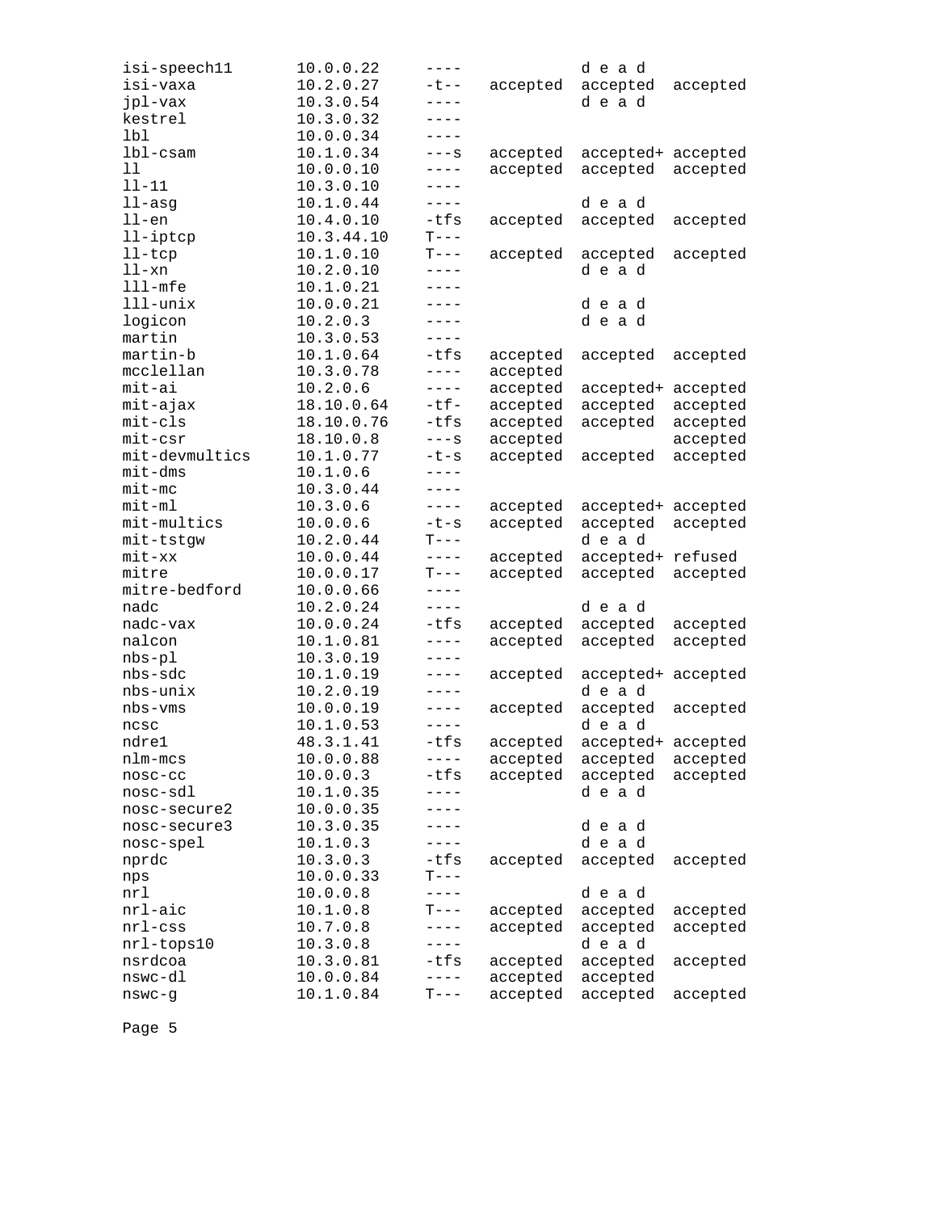```
isi-speech11     10.0.0.22    ----            d e a d
isi-vaxa         10.2.0.27    -t--   accepted  accepted  accepted
jpl-vax          10.3.0.54    ----            d e a d
kestrel          10.3.0.32    ----
lbl              10.0.0.34    ----
lbl-csam         10.1.0.34    ---s   accepted  accepted+ accepted
ll               10.0.0.10    ----   accepted  accepted  accepted
ll-11            10.3.0.10    ----
ll-asg           10.1.0.44    ----            d e a d
ll-en            10.4.0.10    -tfs   accepted  accepted  accepted
ll-iptcp         10.3.44.10   T---
ll-tcp           10.1.0.10    T---   accepted  accepted  accepted
ll-xn            10.2.0.10    ----            d e a d
lll-mfe          10.1.0.21    ----
lll-unix         10.0.0.21    ----            d e a d
logicon          10.2.0.3     ----            d e a d
martin           10.3.0.53    ----
martin-b         10.1.0.64    -tfs   accepted  accepted  accepted
mcclellan        10.3.0.78    ----   accepted
mit-ai           10.2.0.6     ----   accepted  accepted+ accepted
mit-ajax         18.10.0.64   -tf-   accepted  accepted  accepted
mit-cls          18.10.0.76   -tfs   accepted  accepted  accepted
mit-csr          18.10.0.8    ---s   accepted            accepted
mit-devmultics   10.1.0.77    -t-s   accepted  accepted  accepted
mit-dms          10.1.0.6     ----
mit-mc           10.3.0.44    ----
mit-ml           10.3.0.6     ----   accepted  accepted+ accepted
mit-multics      10.0.0.6     -t-s   accepted  accepted  accepted
mit-tstgw        10.2.0.44    T---            d e a d
mit-xx           10.0.0.44    ----   accepted  accepted+ refused
mitre            10.0.0.17    T---   accepted  accepted  accepted
mitre-bedford    10.0.0.66    ----
nadc             10.2.0.24    ----            d e a d
nadc-vax         10.0.0.24    -tfs   accepted  accepted  accepted
nalcon           10.1.0.81    ----   accepted  accepted  accepted
nbs-pl           10.3.0.19    ----
nbs-sdc          10.1.0.19    ----   accepted  accepted+ accepted
nbs-unix         10.2.0.19    ----            d e a d
nbs-vms          10.0.0.19    ----   accepted  accepted  accepted
ncsc             10.1.0.53    ----            d e a d
ndre1            48.3.1.41    -tfs   accepted  accepted+ accepted
nlm-mcs          10.0.0.88    ----   accepted  accepted  accepted
nosc-cc          10.0.0.3     -tfs   accepted  accepted  accepted
nosc-sdl         10.1.0.35    ----            d e a d
nosc-secure2     10.0.0.35    ----
nosc-secure3     10.3.0.35    ----            d e a d
nosc-spel        10.1.0.3     ----            d e a d
nprdc            10.3.0.3     -tfs   accepted  accepted  accepted
nps              10.0.0.33    T---
nrl              10.0.0.8     ----            d e a d
nrl-aic          10.1.0.8     T---   accepted  accepted  accepted
nrl-css          10.7.0.8     ----   accepted  accepted  accepted
nrl-tops10       10.3.0.8     ----            d e a d
nsrdcoa          10.3.0.81    -tfs   accepted  accepted  accepted
nswc-dl          10.0.0.84    ----   accepted  accepted
nswc-g           10.1.0.84    T---   accepted  accepted  accepted
```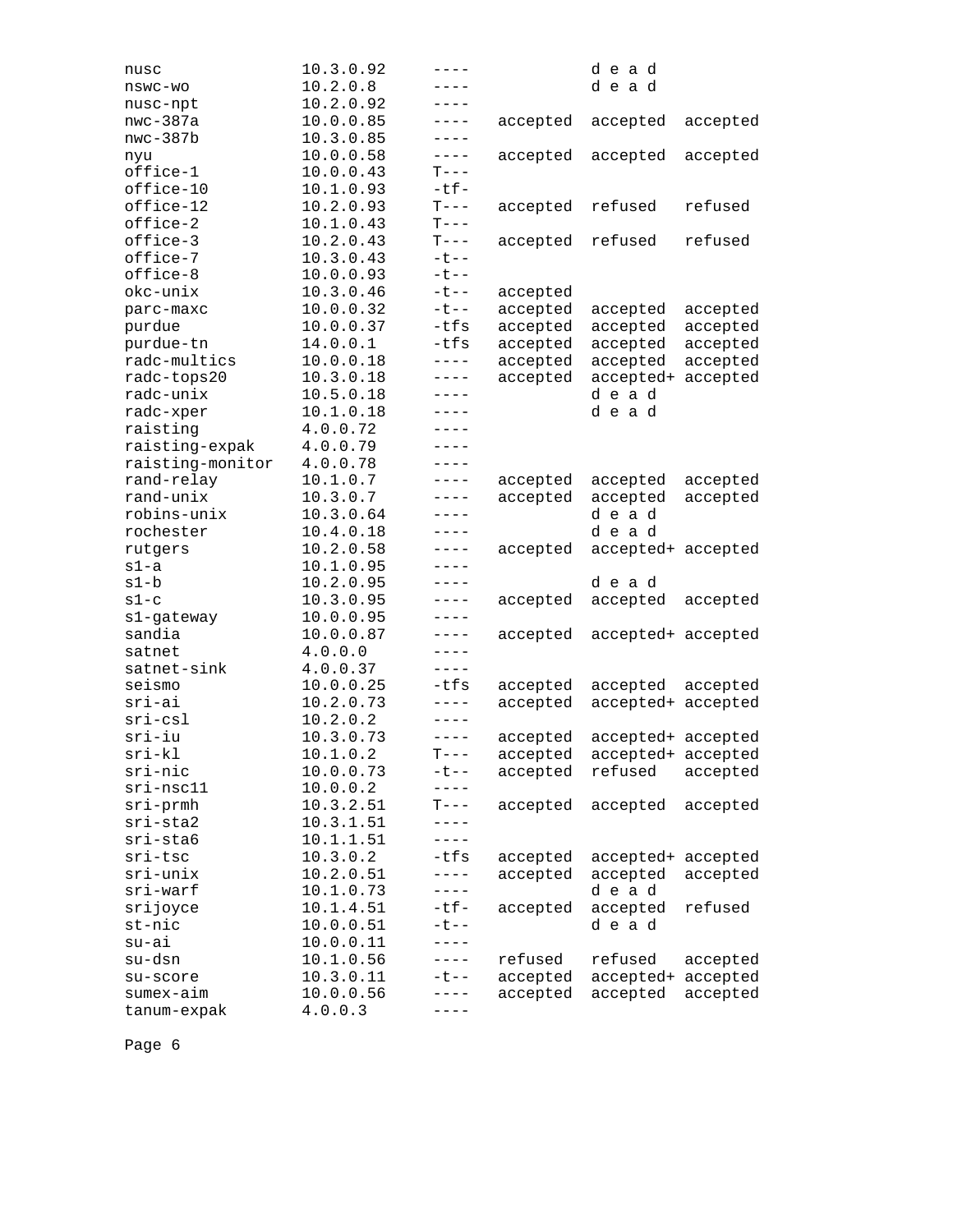```
nusc              10.3.0.92     ----            d e a d
nswc-wo           10.2.0.8      ----            d e a d
nusc-npt          10.2.0.92     ----
nwc-387a          10.0.0.85     ----  accepted  accepted  accepted
nwc-387b          10.3.0.85     ----
nyu               10.0.0.58     ----  accepted  accepted  accepted
office-1          10.0.0.43     T---
office-10         10.1.0.93     -tf-
office-12         10.2.0.93     T---  accepted  refused   refused
office-2          10.1.0.43     T---
office-3          10.2.0.43     T---  accepted  refused   refused
office-7          10.3.0.43     -t--
office-8          10.0.0.93     -t--
okc-unix          10.3.0.46     -t--  accepted
parc-maxc         10.0.0.32     -t--  accepted  accepted  accepted
purdue            10.0.0.37     -tfs  accepted  accepted  accepted
purdue-tn         14.0.0.1      -tfs  accepted  accepted  accepted
radc-multics      10.0.0.18     ----  accepted  accepted  accepted
radc-tops20       10.3.0.18     ----  accepted  accepted+ accepted
radc-unix         10.5.0.18     ----            d e a d
radc-xper         10.1.0.18     ----            d e a d
raisting          4.0.0.72      ----
raisting-expak    4.0.0.79      ----
raisting-monitor  4.0.0.78      ----
rand-relay        10.1.0.7      ----  accepted  accepted  accepted
rand-unix         10.3.0.7      ----  accepted  accepted  accepted
robins-unix       10.3.0.64     ----            d e a d
rochester         10.4.0.18     ----            d e a d
rutgers           10.2.0.58     ----  accepted  accepted+ accepted
s1-a              10.1.0.95     ----
s1-b              10.2.0.95     ----            d e a d
s1-c              10.3.0.95     ----  accepted  accepted  accepted
s1-gateway        10.0.0.95     ----
sandia            10.0.0.87     ----  accepted  accepted+ accepted
satnet            4.0.0.0       ----
satnet-sink       4.0.0.37      ----
seismo            10.0.0.25     -tfs  accepted  accepted  accepted
sri-ai            10.2.0.73     ----  accepted  accepted+ accepted
sri-csl           10.2.0.2      ----
sri-iu            10.3.0.73     ----  accepted  accepted+ accepted
sri-kl            10.1.0.2      T---  accepted  accepted+ accepted
sri-nic           10.0.0.73     -t--  accepted  refused   accepted
sri-nsc11         10.0.0.2      ----
sri-prmh          10.3.2.51     T---  accepted  accepted  accepted
sri-sta2          10.3.1.51     ----
sri-sta6          10.1.1.51     ----
sri-tsc           10.3.0.2      -tfs  accepted  accepted+ accepted
sri-unix          10.2.0.51     ----  accepted  accepted  accepted
sri-warf          10.1.0.73     ----            d e a d
srijoyce          10.1.4.51     -tf-  accepted  accepted  refused
st-nic            10.0.0.51     -t--            d e a d
su-ai             10.0.0.11     ----
su-dsn            10.1.0.56     ----  refused   refused   accepted
su-score          10.3.0.11     -t--  accepted  accepted+ accepted
sumex-aim         10.0.0.56     ----  accepted  accepted  accepted
tanum-expak       4.0.0.3       ----
```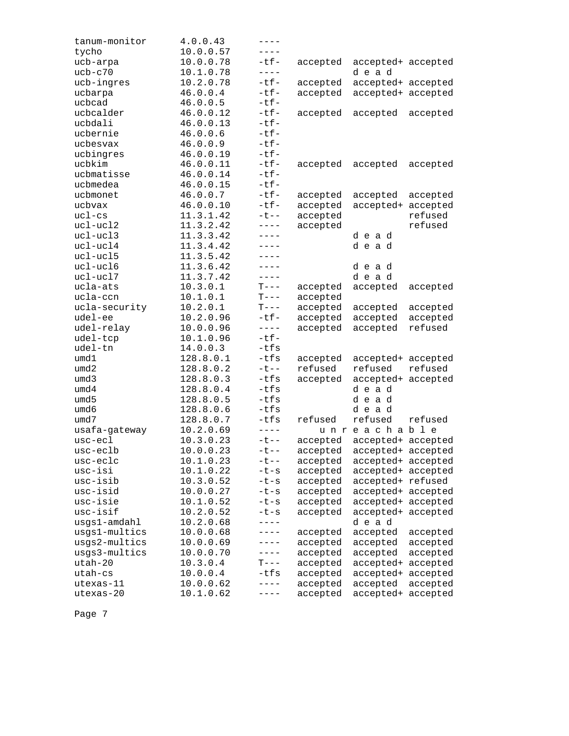```
tanum-monitor      4.0.0.43      ----
tycho              10.0.0.57     ----
ucb-arpa           10.0.0.78     -tf-   accepted  accepted+ accepted
ucb-c70            10.1.0.78     ----             d e a d
ucb-ingres         10.2.0.78     -tf-   accepted  accepted+ accepted
ucbarpa            46.0.0.4      -tf-   accepted  accepted+ accepted
ucbcad             46.0.0.5      -tf-
ucbcalder          46.0.0.12     -tf-   accepted  accepted  accepted
ucbdali            46.0.0.13     -tf-
ucbernie           46.0.0.6      -tf-
ucbesvax           46.0.0.9      -tf-
ucbingres          46.0.0.19     -tf-
ucbkim             46.0.0.11     -tf-   accepted  accepted  accepted
ucbmatisse         46.0.0.14     -tf-
ucbmedea           46.0.0.15     -tf-
ucbmonet           46.0.0.7      -tf-   accepted  accepted  accepted
ucbvax             46.0.0.10     -tf-   accepted  accepted+ accepted
ucl-cs             11.3.1.42     -t--   accepted            refused
ucl-ucl2           11.3.2.42     ----   accepted            refused
ucl-ucl3           11.3.3.42     ----             d e a d
ucl-ucl4           11.3.4.42     ----             d e a d
ucl-ucl5           11.3.5.42     ----
ucl-ucl6           11.3.6.42     ----             d e a d
ucl-ucl7           11.3.7.42     ----             d e a d
ucla-ats           10.3.0.1      T---   accepted  accepted  accepted
ucla-ccn           10.1.0.1      T---   accepted
ucla-security      10.2.0.1      T---   accepted  accepted  accepted
udel-ee            10.2.0.96     -tf-   accepted  accepted  accepted
udel-relay         10.0.0.96     ----   accepted  accepted  refused
udel-tcp           10.1.0.96     -tf-
udel-tn            14.0.0.3      -tfs
umd1               128.8.0.1     -tfs   accepted  accepted+ accepted
umd2               128.8.0.2     -t--   refused   refused   refused
umd3               128.8.0.3     -tfs   accepted  accepted+ accepted
umd4               128.8.0.4     -tfs             d e a d
umd5               128.8.0.5     -tfs             d e a d
umd6               128.8.0.6     -tfs             d e a d
umd7               128.8.0.7     -tfs   refused   refused   refused
usafa-gateway      10.2.0.69     ----       u n r e a c h a b l e
usc-ecl            10.3.0.23     -t--   accepted  accepted+ accepted
usc-eclb           10.0.0.23     -t--   accepted  accepted+ accepted
usc-eclc           10.1.0.23     -t--   accepted  accepted+ accepted
usc-isi            10.1.0.22     -t-s   accepted  accepted+ accepted
usc-isib           10.3.0.52     -t-s   accepted  accepted+ refused
usc-isid           10.0.0.27     -t-s   accepted  accepted+ accepted
usc-isie           10.1.0.52     -t-s   accepted  accepted+ accepted
usc-isif           10.2.0.52     -t-s   accepted  accepted+ accepted
usgs1-amdahl       10.2.0.68     ----             d e a d
usgs1-multics      10.0.0.68     ----   accepted  accepted  accepted
usgs2-multics      10.0.0.69     ----   accepted  accepted  accepted
usgs3-multics      10.0.0.70     ----   accepted  accepted  accepted
utah-20            10.3.0.4      T---   accepted  accepted+ accepted
utah-cs            10.0.0.4      -tfs   accepted  accepted+ accepted
utexas-11          10.0.0.62     ----   accepted  accepted  accepted
utexas-20          10.1.0.62     ----   accepted  accepted+ accepted
```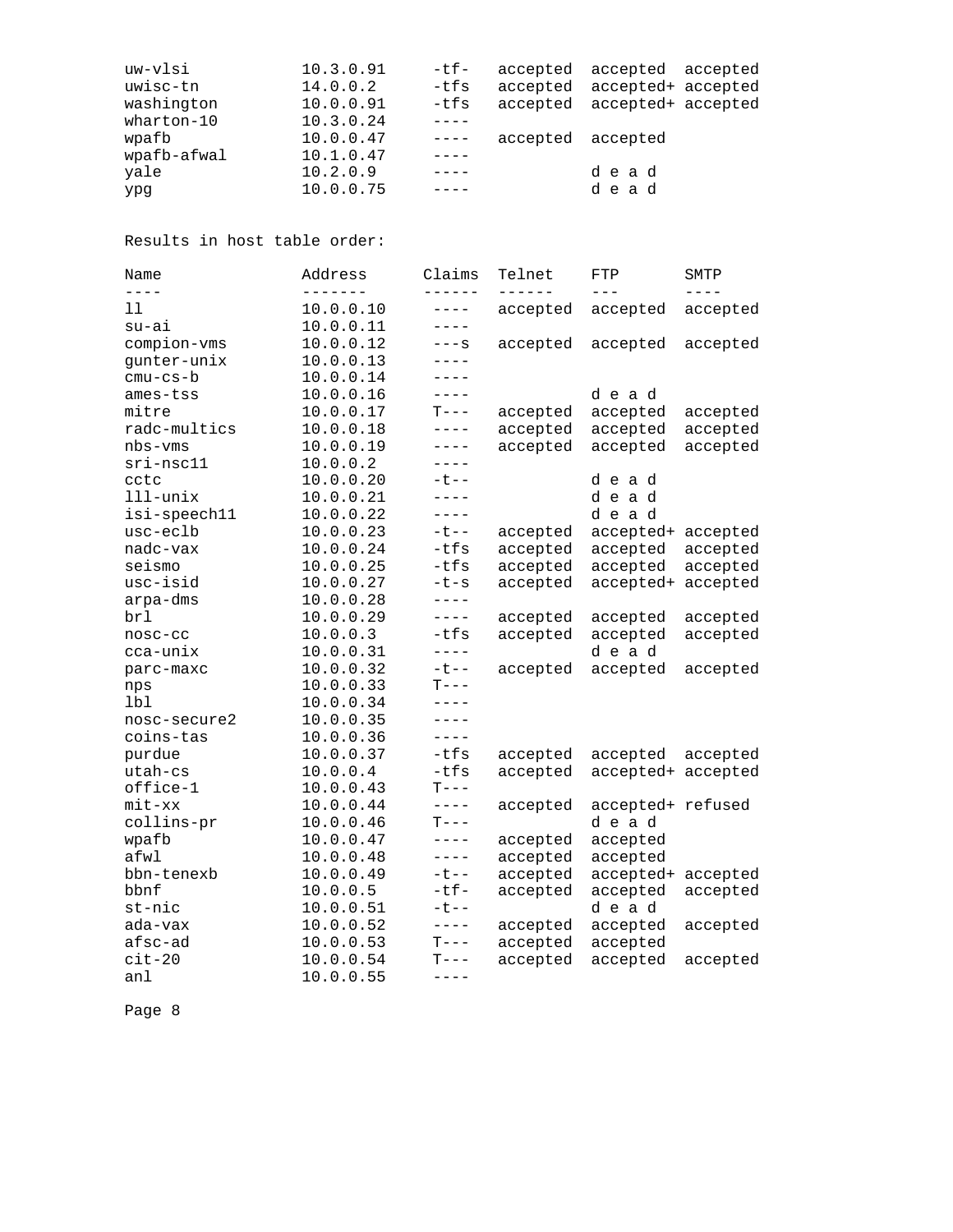| | | | | | |
|---|---|---|---|---|---|
| uw-vlsi | 10.3.0.91 | -tf- | accepted | accepted | accepted |
| uwisc-tn | 14.0.0.2 | -tfs | accepted | accepted+ | accepted |
| washington | 10.0.0.91 | -tfs | accepted | accepted+ | accepted |
| wharton-10 | 10.3.0.24 | ---- | | | |
| wpafb | 10.0.0.47 | ---- | accepted | accepted | |
| wpafb-afwal | 10.1.0.47 | ---- | | | |
| yale | 10.2.0.9 | ---- | | d e a d | |
| ypg | 10.0.0.75 | ---- | | d e a d | |

Results in host table order:

| Name | Address | Claims | Telnet | FTP | SMTP |
|---|---|---|---|---|---|
| ll | 10.0.0.10 | ---- | accepted | accepted | accepted |
| su-ai | 10.0.0.11 | ---- | | | |
| compion-vms | 10.0.0.12 | ---s | accepted | accepted | accepted |
| gunter-unix | 10.0.0.13 | ---- | | | |
| cmu-cs-b | 10.0.0.14 | ---- | | | |
| ames-tss | 10.0.0.16 | ---- | | d e a d | |
| mitre | 10.0.0.17 | T--- | accepted | accepted | accepted |
| radc-multics | 10.0.0.18 | ---- | accepted | accepted | accepted |
| nbs-vms | 10.0.0.19 | ---- | accepted | accepted | accepted |
| sri-nsc11 | 10.0.0.2 | ---- | | | |
| cctc | 10.0.0.20 | -t-- | | d e a d | |
| lll-unix | 10.0.0.21 | ---- | | d e a d | |
| isi-speech11 | 10.0.0.22 | ---- | | d e a d | |
| usc-eclb | 10.0.0.23 | -t-- | accepted | accepted+ | accepted |
| nadc-vax | 10.0.0.24 | -tfs | accepted | accepted | accepted |
| seismo | 10.0.0.25 | -tfs | accepted | accepted | accepted |
| usc-isid | 10.0.0.27 | -t-s | accepted | accepted+ | accepted |
| arpa-dms | 10.0.0.28 | ---- | | | |
| brl | 10.0.0.29 | ---- | accepted | accepted | accepted |
| nosc-cc | 10.0.0.3 | -tfs | accepted | accepted | accepted |
| cca-unix | 10.0.0.31 | ---- | | d e a d | |
| parc-maxc | 10.0.0.32 | -t-- | accepted | accepted | accepted |
| nps | 10.0.0.33 | T--- | | | |
| lbl | 10.0.0.34 | ---- | | | |
| nosc-secure2 | 10.0.0.35 | ---- | | | |
| coins-tas | 10.0.0.36 | ---- | | | |
| purdue | 10.0.0.37 | -tfs | accepted | accepted | accepted |
| utah-cs | 10.0.0.4 | -tfs | accepted | accepted+ | accepted |
| office-1 | 10.0.0.43 | T--- | | | |
| mit-xx | 10.0.0.44 | ---- | accepted | accepted+ | refused |
| collins-pr | 10.0.0.46 | T--- | | d e a d | |
| wpafb | 10.0.0.47 | ---- | accepted | accepted | |
| afwl | 10.0.0.48 | ---- | accepted | accepted | |
| bbn-tenexb | 10.0.0.49 | -t-- | accepted | accepted+ | accepted |
| bbnf | 10.0.0.5 | -tf- | accepted | accepted | accepted |
| st-nic | 10.0.0.51 | -t-- | | d e a d | |
| ada-vax | 10.0.0.52 | ---- | accepted | accepted | accepted |
| afsc-ad | 10.0.0.53 | T--- | accepted | accepted | |
| cit-20 | 10.0.0.54 | T--- | accepted | accepted | accepted |
| anl | 10.0.0.55 | ---- | | | |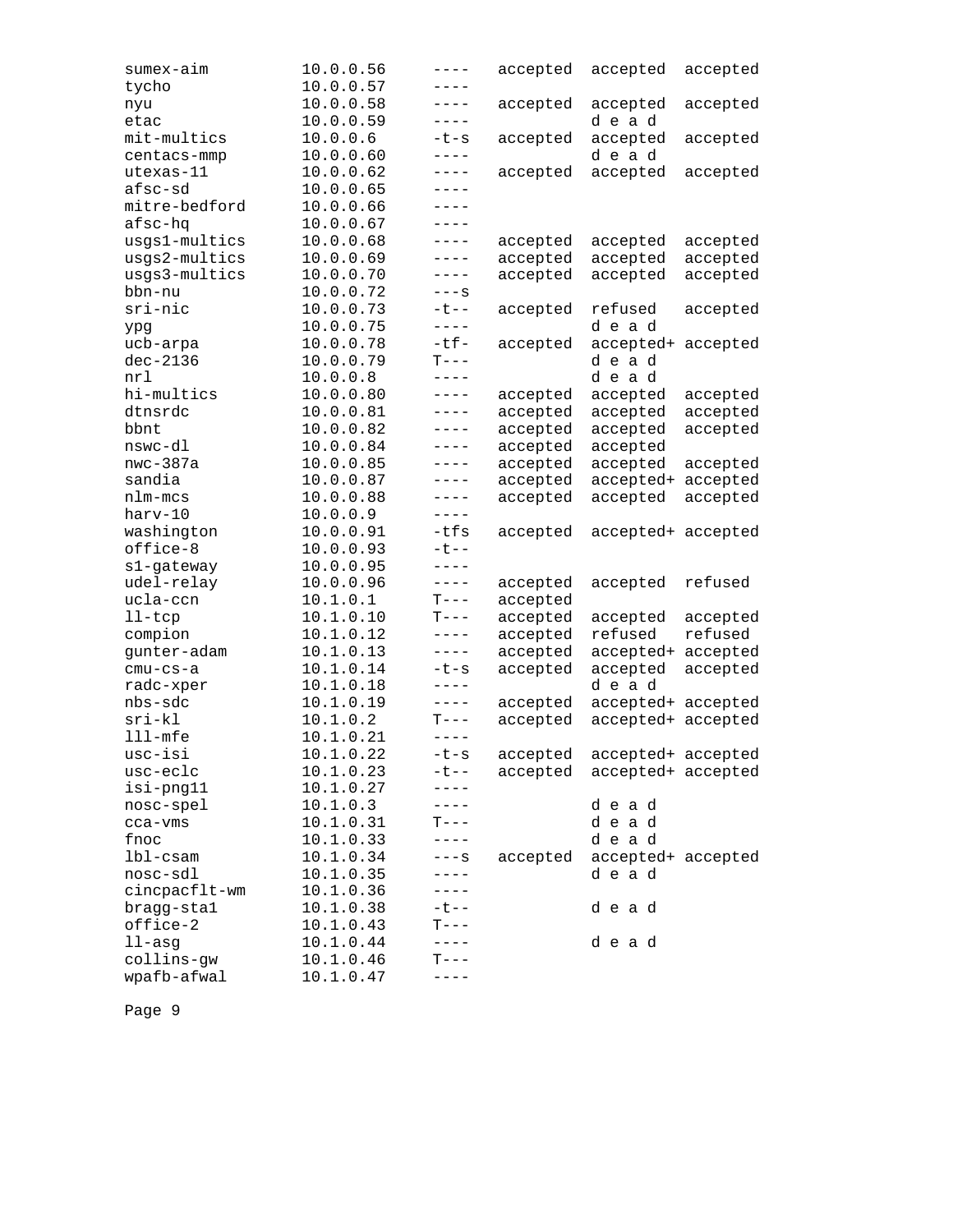```
sumex-aim           10.0.0.56      ----   accepted  accepted  accepted
tycho               10.0.0.57      ----
nyu                 10.0.0.58      ----   accepted  accepted  accepted
etac                10.0.0.59      ----             d e a d
mit-multics         10.0.0.6       -t-s   accepted  accepted  accepted
centacs-mmp         10.0.0.60      ----             d e a d
utexas-11           10.0.0.62      ----   accepted  accepted  accepted
afsc-sd             10.0.0.65      ----
mitre-bedford       10.0.0.66      ----
afsc-hq             10.0.0.67      ----
usgs1-multics       10.0.0.68      ----   accepted  accepted  accepted
usgs2-multics       10.0.0.69      ----   accepted  accepted  accepted
usgs3-multics       10.0.0.70      ----   accepted  accepted  accepted
bbn-nu              10.0.0.72      ---s
sri-nic             10.0.0.73      -t--   accepted  refused   accepted
ypg                 10.0.0.75      ----             d e a d
ucb-arpa            10.0.0.78      -tf-   accepted  accepted+ accepted
dec-2136            10.0.0.79      T---             d e a d
nrl                 10.0.0.8       ----             d e a d
hi-multics          10.0.0.80      ----   accepted  accepted  accepted
dtnsrdc             10.0.0.81      ----   accepted  accepted  accepted
bbnt                10.0.0.82      ----   accepted  accepted  accepted
nswc-dl             10.0.0.84      ----   accepted  accepted
nwc-387a            10.0.0.85      ----   accepted  accepted  accepted
sandia              10.0.0.87      ----   accepted  accepted+ accepted
nlm-mcs             10.0.0.88      ----   accepted  accepted  accepted
harv-10             10.0.0.9       ----
washington          10.0.0.91      -tfs   accepted  accepted+ accepted
office-8            10.0.0.93      -t--
s1-gateway          10.0.0.95      ----
udel-relay          10.0.0.96      ----   accepted  accepted  refused
ucla-ccn            10.1.0.1       T---   accepted
ll-tcp              10.1.0.10      T---   accepted  accepted  accepted
compion             10.1.0.12      ----   accepted  refused   refused
gunter-adam         10.1.0.13      ----   accepted  accepted+ accepted
cmu-cs-a            10.1.0.14      -t-s   accepted  accepted  accepted
radc-xper           10.1.0.18      ----             d e a d
nbs-sdc             10.1.0.19      ----   accepted  accepted+ accepted
sri-kl              10.1.0.2       T---   accepted  accepted+ accepted
lll-mfe             10.1.0.21      ----
usc-isi             10.1.0.22      -t-s   accepted  accepted+ accepted
usc-eclc            10.1.0.23      -t--   accepted  accepted+ accepted
isi-png11           10.1.0.27      ----
nosc-spel           10.1.0.3       ----             d e a d
cca-vms             10.1.0.31      T---             d e a d
fnoc                10.1.0.33      ----             d e a d
lbl-csam            10.1.0.34      ---s   accepted  accepted+ accepted
nosc-sdl            10.1.0.35      ----             d e a d
cincpacflt-wm       10.1.0.36      ----
bragg-sta1          10.1.0.38      -t--             d e a d
office-2            10.1.0.43      T---
ll-asg              10.1.0.44      ----             d e a d
collins-gw          10.1.0.46      T---
wpafb-afwal         10.1.0.47      ----
```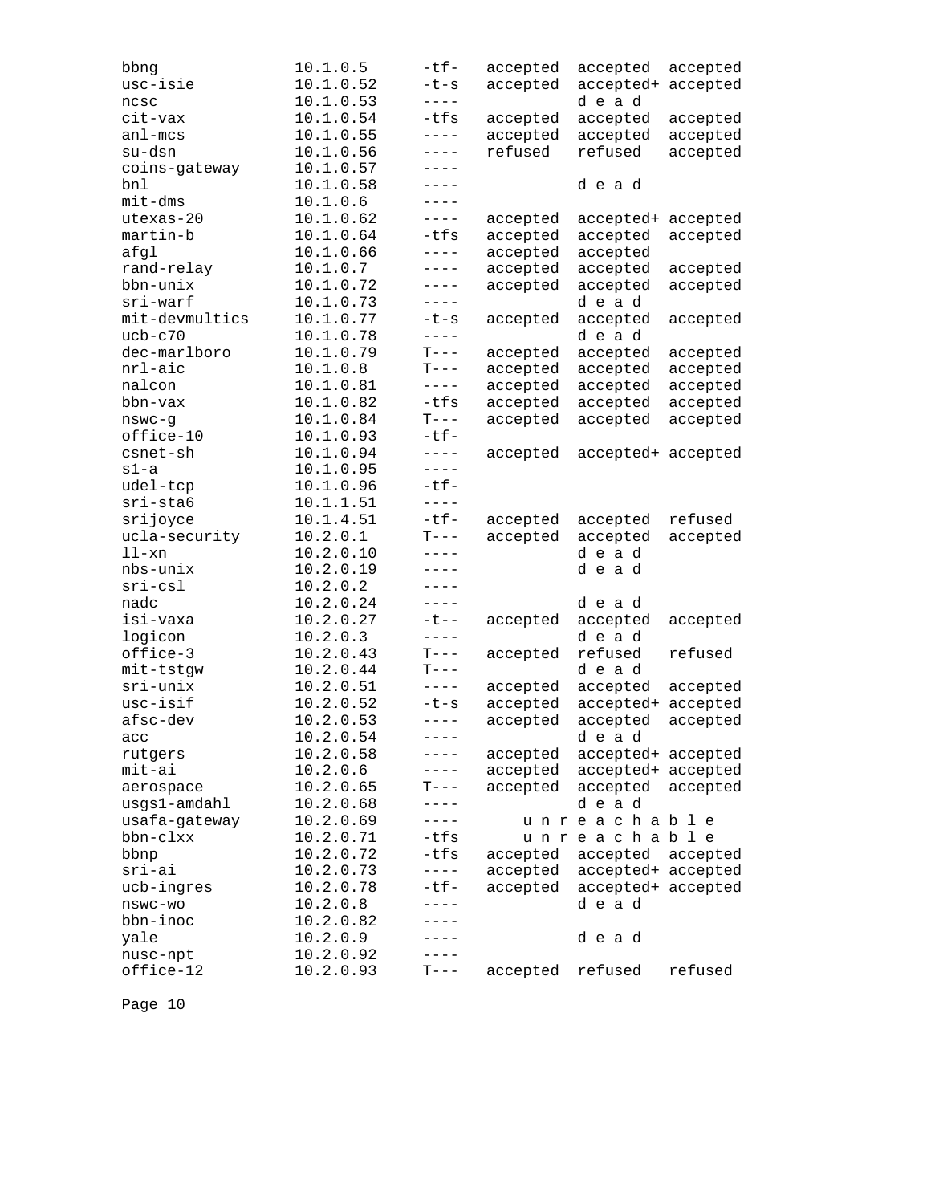```
bbng              10.1.0.5     -tf-   accepted  accepted  accepted
usc-isie          10.1.0.52    -t-s   accepted  accepted+ accepted
ncsc              10.1.0.53    ----             d e a d
cit-vax           10.1.0.54    -tfs   accepted  accepted  accepted
anl-mcs           10.1.0.55    ----   accepted  accepted  accepted
su-dsn            10.1.0.56    ----   refused   refused   accepted
coins-gateway     10.1.0.57    ----
bnl               10.1.0.58    ----             d e a d
mit-dms           10.1.0.6     ----
utexas-20         10.1.0.62    ----   accepted  accepted+ accepted
martin-b          10.1.0.64    -tfs   accepted  accepted  accepted
afgl              10.1.0.66    ----   accepted  accepted
rand-relay        10.1.0.7     ----   accepted  accepted  accepted
bbn-unix          10.1.0.72    ----   accepted  accepted  accepted
sri-warf          10.1.0.73    ----             d e a d
mit-devmultics    10.1.0.77    -t-s   accepted  accepted  accepted
ucb-c70           10.1.0.78    ----             d e a d
dec-marlboro      10.1.0.79    T---   accepted  accepted  accepted
nrl-aic           10.1.0.8     T---   accepted  accepted  accepted
nalcon            10.1.0.81    ----   accepted  accepted  accepted
bbn-vax           10.1.0.82    -tfs   accepted  accepted  accepted
nswc-g            10.1.0.84    T---   accepted  accepted  accepted
office-10         10.1.0.93    -tf-
csnet-sh          10.1.0.94    ----   accepted  accepted+ accepted
s1-a              10.1.0.95    ----
udel-tcp          10.1.0.96    -tf-
sri-sta6          10.1.1.51    ----
srijoyce          10.1.4.51    -tf-   accepted  accepted  refused
ucla-security     10.2.0.1     T---   accepted  accepted  accepted
ll-xn             10.2.0.10    ----             d e a d
nbs-unix          10.2.0.19    ----             d e a d
sri-csl           10.2.0.2     ----
nadc              10.2.0.24    ----             d e a d
isi-vaxa          10.2.0.27    -t--   accepted  accepted  accepted
logicon           10.2.0.3     ----             d e a d
office-3          10.2.0.43    T---   accepted  refused   refused
mit-tstgw         10.2.0.44    T---             d e a d
sri-unix          10.2.0.51    ----   accepted  accepted  accepted
usc-isif          10.2.0.52    -t-s   accepted  accepted+ accepted
afsc-dev          10.2.0.53    ----   accepted  accepted  accepted
acc               10.2.0.54    ----             d e a d
rutgers           10.2.0.58    ----   accepted  accepted+ accepted
mit-ai            10.2.0.6     ----   accepted  accepted+ accepted
aerospace         10.2.0.65    T---   accepted  accepted  accepted
usgs1-amdahl      10.2.0.68    ----             d e a d
usafa-gateway     10.2.0.69    ----       u n r e a c h a b l e
bbn-clxx          10.2.0.71    -tfs       u n r e a c h a b l e
bbnp              10.2.0.72    -tfs   accepted  accepted  accepted
sri-ai            10.2.0.73    ----   accepted  accepted+ accepted
ucb-ingres        10.2.0.78    -tf-   accepted  accepted+ accepted
nswc-wo           10.2.0.8     ----             d e a d
bbn-inoc          10.2.0.82    ----
yale              10.2.0.9     ----             d e a d
nusc-npt          10.2.0.92    ----
office-12         10.2.0.93    T---   accepted  refused   refused
```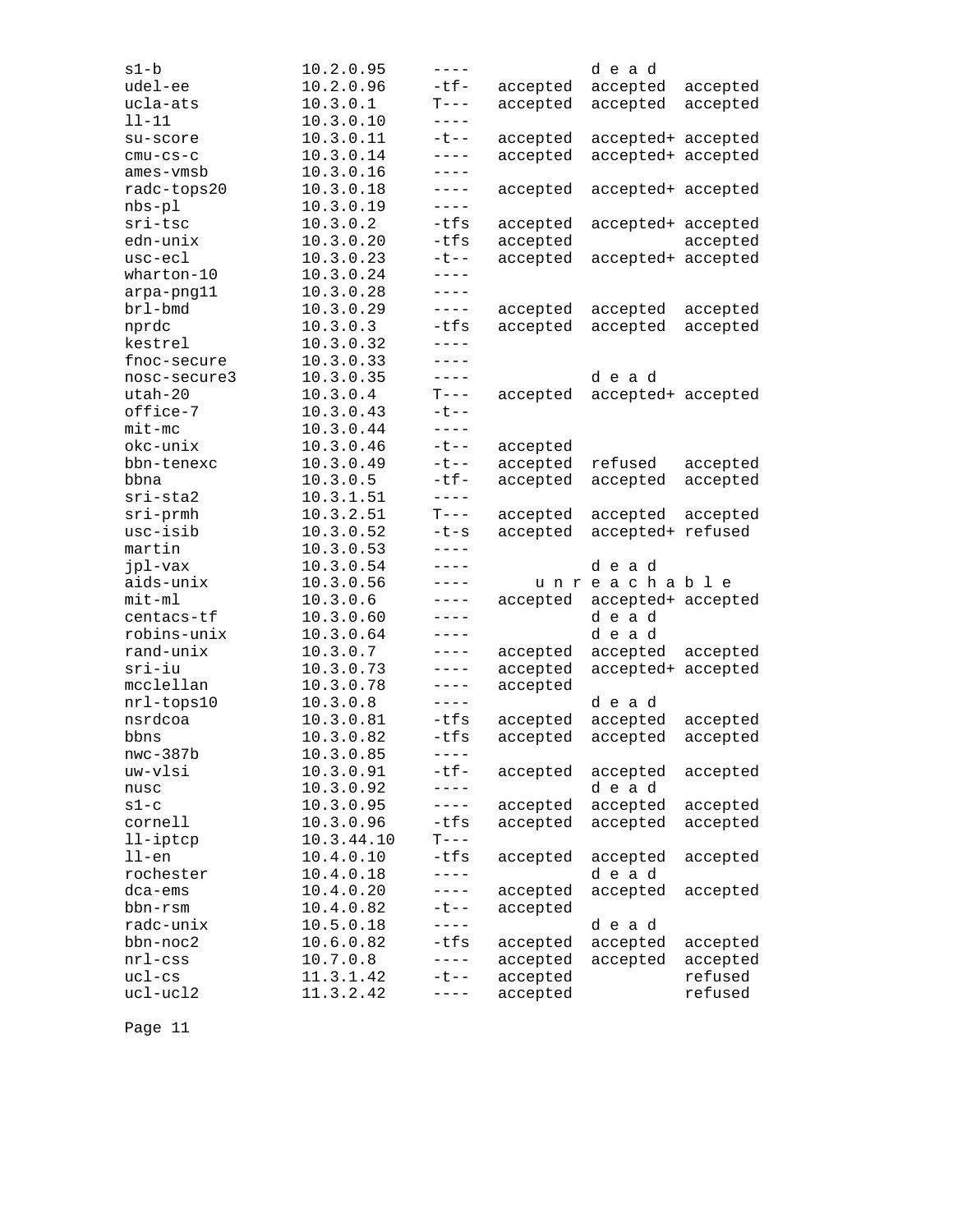```
s1-b              10.2.0.95     ----              d e a d
udel-ee           10.2.0.96     -tf-   accepted  accepted  accepted
ucla-ats          10.3.0.1      T---   accepted  accepted  accepted
ll-11             10.3.0.10     ----
su-score          10.3.0.11     -t--   accepted  accepted+ accepted
cmu-cs-c          10.3.0.14     ----   accepted  accepted+ accepted
ames-vmsb         10.3.0.16     ----
radc-tops20       10.3.0.18     ----   accepted  accepted+ accepted
nbs-pl            10.3.0.19     ----
sri-tsc           10.3.0.2      -tfs   accepted  accepted+ accepted
edn-unix          10.3.0.20     -tfs   accepted            accepted
usc-ecl           10.3.0.23     -t--   accepted  accepted+ accepted
wharton-10        10.3.0.24     ----
arpa-png11        10.3.0.28     ----
brl-bmd           10.3.0.29     ----   accepted  accepted  accepted
nprdc             10.3.0.3      -tfs   accepted  accepted  accepted
kestrel           10.3.0.32     ----
fnoc-secure       10.3.0.33     ----
nosc-secure3      10.3.0.35     ----              d e a d
utah-20           10.3.0.4      T---   accepted  accepted+ accepted
office-7          10.3.0.43     -t--
mit-mc            10.3.0.44     ----
okc-unix          10.3.0.46     -t--   accepted
bbn-tenexc        10.3.0.49     -t--   accepted  refused   accepted
bbna              10.3.0.5      -tf-   accepted  accepted  accepted
sri-sta2          10.3.1.51     ----
sri-prmh          10.3.2.51     T---   accepted  accepted  accepted
usc-isib          10.3.0.52     -t-s   accepted  accepted+ refused
martin            10.3.0.53     ----
jpl-vax           10.3.0.54     ----              d e a d
aids-unix         10.3.0.56     ----        u n r e a c h a b l e
mit-ml            10.3.0.6      ----   accepted  accepted+ accepted
centacs-tf        10.3.0.60     ----              d e a d
robins-unix       10.3.0.64     ----              d e a d
rand-unix         10.3.0.7      ----   accepted  accepted  accepted
sri-iu            10.3.0.73     ----   accepted  accepted+ accepted
mcclellan         10.3.0.78     ----   accepted
nrl-tops10        10.3.0.8      ----              d e a d
nsrdcoa           10.3.0.81     -tfs   accepted  accepted  accepted
bbns              10.3.0.82     -tfs   accepted  accepted  accepted
nwc-387b          10.3.0.85     ----
uw-vlsi           10.3.0.91     -tf-   accepted  accepted  accepted
nusc              10.3.0.92     ----              d e a d
s1-c              10.3.0.95     ----   accepted  accepted  accepted
cornell           10.3.0.96     -tfs   accepted  accepted  accepted
ll-iptcp          10.3.44.10    T---
ll-en             10.4.0.10     -tfs   accepted  accepted  accepted
rochester         10.4.0.18     ----              d e a d
dca-ems           10.4.0.20     ----   accepted  accepted  accepted
bbn-rsm           10.4.0.82     -t--   accepted
radc-unix         10.5.0.18     ----              d e a d
bbn-noc2          10.6.0.82     -tfs   accepted  accepted  accepted
nrl-css           10.7.0.8      ----   accepted  accepted  accepted
ucl-cs            11.3.1.42     -t--   accepted            refused
ucl-ucl2          11.3.2.42     ----   accepted            refused
```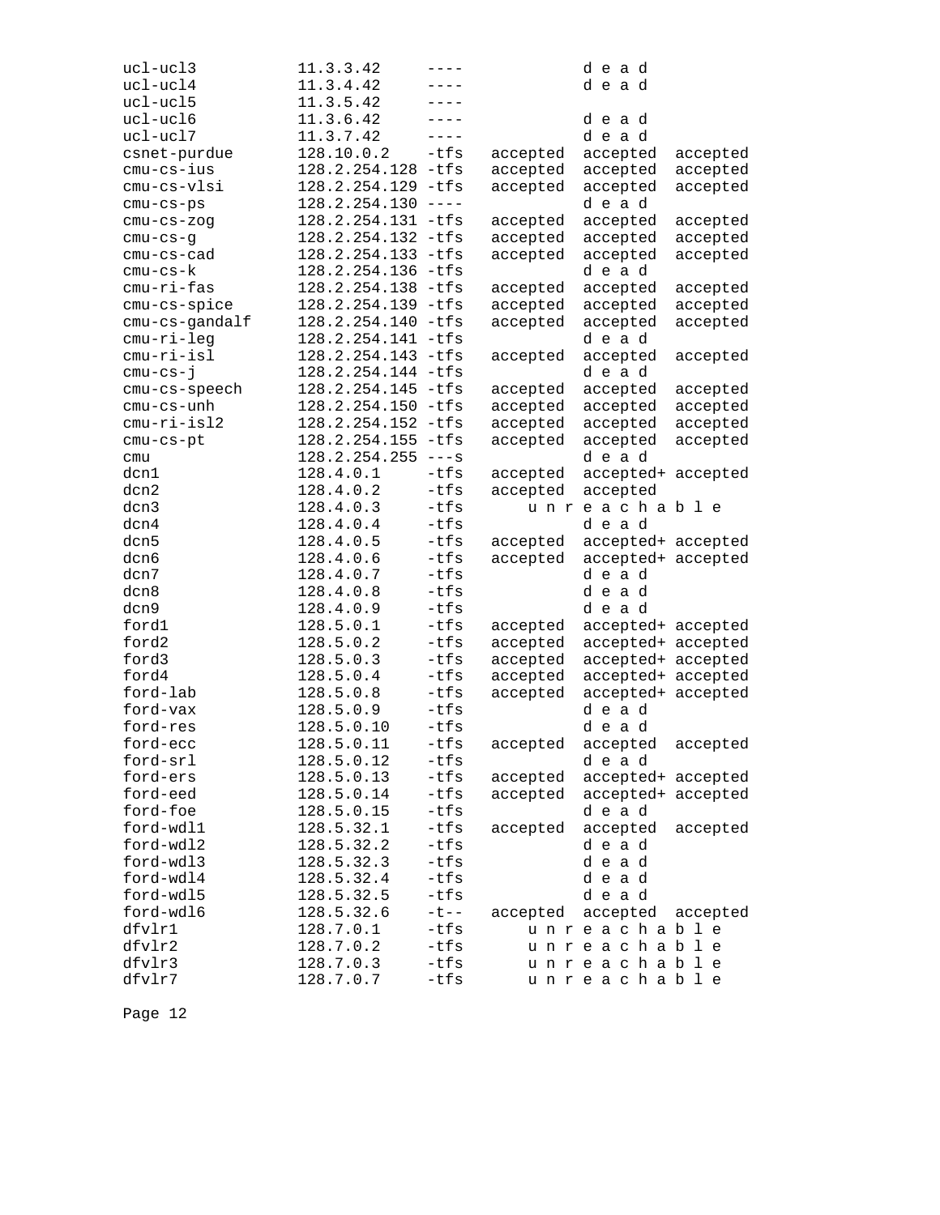```
ucl-ucl3          11.3.3.42     ----            d e a d
ucl-ucl4          11.3.4.42     ----            d e a d
ucl-ucl5          11.3.5.42     ----
ucl-ucl6          11.3.6.42     ----            d e a d
ucl-ucl7          11.3.7.42     ----            d e a d
csnet-purdue      128.10.0.2    -tfs  accepted  accepted  accepted
cmu-cs-ius        128.2.254.128 -tfs  accepted  accepted  accepted
cmu-cs-vlsi       128.2.254.129 -tfs  accepted  accepted  accepted
cmu-cs-ps         128.2.254.130 ----            d e a d
cmu-cs-zog        128.2.254.131 -tfs  accepted  accepted  accepted
cmu-cs-g          128.2.254.132 -tfs  accepted  accepted  accepted
cmu-cs-cad        128.2.254.133 -tfs  accepted  accepted  accepted
cmu-cs-k          128.2.254.136 -tfs            d e a d
cmu-ri-fas        128.2.254.138 -tfs  accepted  accepted  accepted
cmu-cs-spice      128.2.254.139 -tfs  accepted  accepted  accepted
cmu-cs-gandalf    128.2.254.140 -tfs  accepted  accepted  accepted
cmu-ri-leg        128.2.254.141 -tfs            d e a d
cmu-ri-isl        128.2.254.143 -tfs  accepted  accepted  accepted
cmu-cs-j          128.2.254.144 -tfs            d e a d
cmu-cs-speech     128.2.254.145 -tfs  accepted  accepted  accepted
cmu-cs-unh        128.2.254.150 -tfs  accepted  accepted  accepted
cmu-ri-isl2       128.2.254.152 -tfs  accepted  accepted  accepted
cmu-cs-pt         128.2.254.155 -tfs  accepted  accepted  accepted
cmu               128.2.254.255 ---s            d e a d
dcn1              128.4.0.1     -tfs  accepted  accepted+ accepted
dcn2              128.4.0.2     -tfs  accepted  accepted
dcn3              128.4.0.3     -tfs      u n r e a c h a b l e
dcn4              128.4.0.4     -tfs            d e a d
dcn5              128.4.0.5     -tfs  accepted  accepted+ accepted
dcn6              128.4.0.6     -tfs  accepted  accepted+ accepted
dcn7              128.4.0.7     -tfs            d e a d
dcn8              128.4.0.8     -tfs            d e a d
dcn9              128.4.0.9     -tfs            d e a d
ford1             128.5.0.1     -tfs  accepted  accepted+ accepted
ford2             128.5.0.2     -tfs  accepted  accepted+ accepted
ford3             128.5.0.3     -tfs  accepted  accepted+ accepted
ford4             128.5.0.4     -tfs  accepted  accepted+ accepted
ford-lab          128.5.0.8     -tfs  accepted  accepted+ accepted
ford-vax          128.5.0.9     -tfs            d e a d
ford-res          128.5.0.10    -tfs            d e a d
ford-ecc          128.5.0.11    -tfs  accepted  accepted  accepted
ford-srl          128.5.0.12    -tfs            d e a d
ford-ers          128.5.0.13    -tfs  accepted  accepted+ accepted
ford-eed          128.5.0.14    -tfs  accepted  accepted+ accepted
ford-foe          128.5.0.15    -tfs            d e a d
ford-wdl1         128.5.32.1    -tfs  accepted  accepted  accepted
ford-wdl2         128.5.32.2    -tfs            d e a d
ford-wdl3         128.5.32.3    -tfs            d e a d
ford-wdl4         128.5.32.4    -tfs            d e a d
ford-wdl5         128.5.32.5    -tfs            d e a d
ford-wdl6         128.5.32.6    -t--  accepted  accepted  accepted
dfvlr1            128.7.0.1     -tfs      u n r e a c h a b l e
dfvlr2            128.7.0.2     -tfs      u n r e a c h a b l e
dfvlr3            128.7.0.3     -tfs      u n r e a c h a b l e
dfvlr7            128.7.0.7     -tfs      u n r e a c h a b l e
```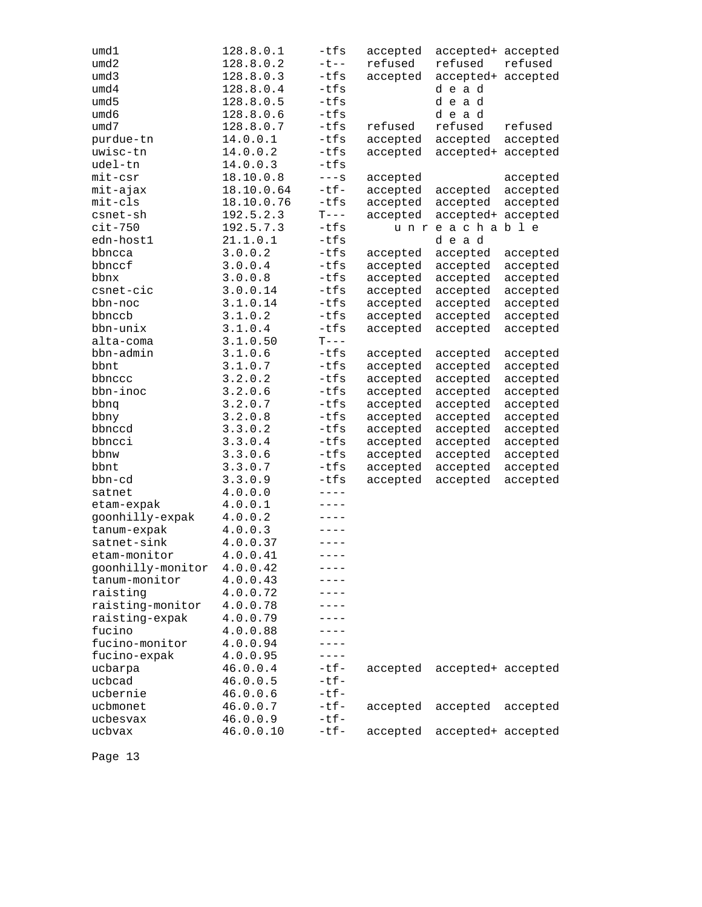```
umd1              128.8.0.1     -tfs   accepted  accepted+ accepted
umd2              128.8.0.2     -t--   refused   refused   refused
umd3              128.8.0.3     -tfs   accepted  accepted+ accepted
umd4              128.8.0.4     -tfs             d e a d
umd5              128.8.0.5     -tfs             d e a d
umd6              128.8.0.6     -tfs             d e a d
umd7              128.8.0.7     -tfs   refused   refused   refused
purdue-tn         14.0.0.1      -tfs   accepted  accepted  accepted
uwisc-tn          14.0.0.2      -tfs   accepted  accepted+ accepted
udel-tn           14.0.0.3      -tfs
mit-csr           18.10.0.8     ---s   accepted            accepted
mit-ajax          18.10.0.64    -tf-   accepted  accepted  accepted
mit-cls           18.10.0.76    -tfs   accepted  accepted  accepted
csnet-sh          192.5.2.3     T---   accepted  accepted+ accepted
cit-750           192.5.7.3     -tfs       u n r e a c h a b l e
edn-host1         21.1.0.1      -tfs             d e a d
bbncca            3.0.0.2       -tfs   accepted  accepted  accepted
bbnccf            3.0.0.4       -tfs   accepted  accepted  accepted
bbnx              3.0.0.8       -tfs   accepted  accepted  accepted
csnet-cic         3.0.0.14      -tfs   accepted  accepted  accepted
bbn-noc           3.1.0.14      -tfs   accepted  accepted  accepted
bbnccb            3.1.0.2       -tfs   accepted  accepted  accepted
bbn-unix          3.1.0.4       -tfs   accepted  accepted  accepted
alta-coma         3.1.0.50      T---
bbn-admin         3.1.0.6       -tfs   accepted  accepted  accepted
bbnt              3.1.0.7       -tfs   accepted  accepted  accepted
bbnccc            3.2.0.2       -tfs   accepted  accepted  accepted
bbn-inoc          3.2.0.6       -tfs   accepted  accepted  accepted
bbnq              3.2.0.7       -tfs   accepted  accepted  accepted
bbny              3.2.0.8       -tfs   accepted  accepted  accepted
bbnccd            3.3.0.2       -tfs   accepted  accepted  accepted
bbncci            3.3.0.4       -tfs   accepted  accepted  accepted
bbnw              3.3.0.6       -tfs   accepted  accepted  accepted
bbnt              3.3.0.7       -tfs   accepted  accepted  accepted
bbn-cd            3.3.0.9       -tfs   accepted  accepted  accepted
satnet            4.0.0.0       ----
etam-expak        4.0.0.1       ----
goonhilly-expak   4.0.0.2       ----
tanum-expak       4.0.0.3       ----
satnet-sink       4.0.0.37      ----
etam-monitor      4.0.0.41      ----
goonhilly-monitor 4.0.0.42      ----
tanum-monitor     4.0.0.43      ----
raisting          4.0.0.72      ----
raisting-monitor  4.0.0.78      ----
raisting-expak    4.0.0.79      ----
fucino            4.0.0.88      ----
fucino-monitor    4.0.0.94      ----
fucino-expak      4.0.0.95      ----
ucbarpa           46.0.0.4      -tf-   accepted  accepted+ accepted
ucbcad            46.0.0.5      -tf-
ucbernie          46.0.0.6      -tf-
ucbmonet          46.0.0.7      -tf-   accepted  accepted  accepted
ucbesvax          46.0.0.9      -tf-
ucbvax            46.0.0.10     -tf-   accepted  accepted+ accepted
```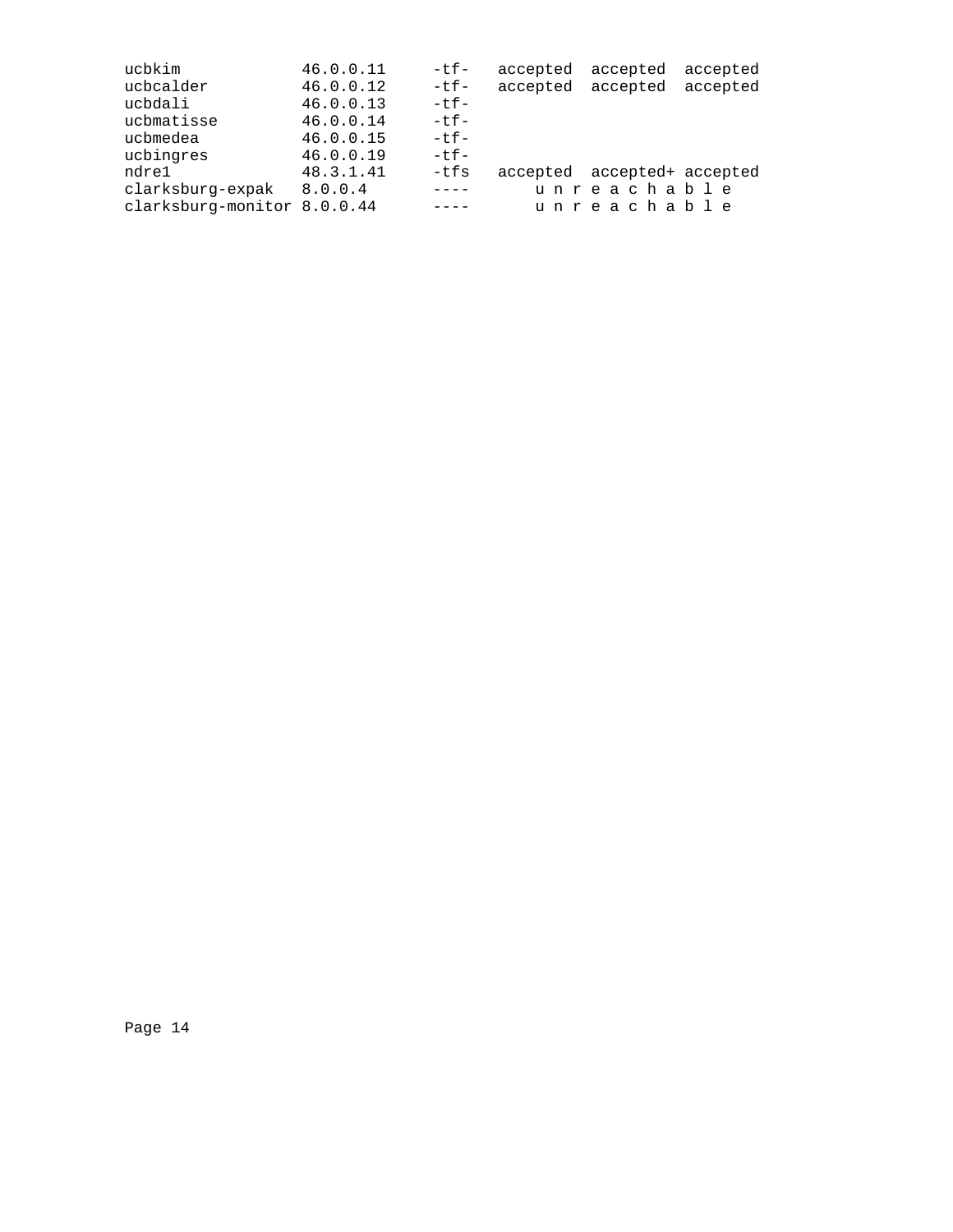| | | | | | |
|---|---|---|---|---|---|
| ucbkim | 46.0.0.11 | -tf- | accepted | accepted | accepted |
| ucbcalder | 46.0.0.12 | -tf- | accepted | accepted | accepted |
| ucbdali | 46.0.0.13 | -tf- | | | |
| ucbmatisse | 46.0.0.14 | -tf- | | | |
| ucbmedea | 46.0.0.15 | -tf- | | | |
| ucbingres | 46.0.0.19 | -tf- | | | |
| ndre1 | 48.3.1.41 | -tfs | accepted | accepted+ | accepted |
| clarksburg-expak | 8.0.0.4 | ---- | u n r e a c h a b l e | | |
| clarksburg-monitor | 8.0.0.44 | ---- | u n r e a c h a b l e | | |